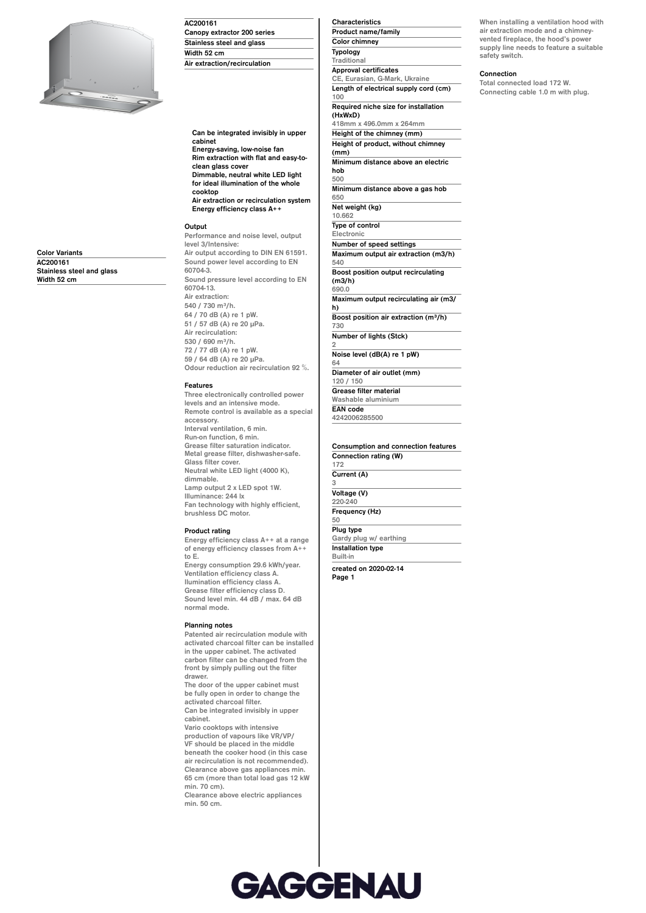## AC200161

Canopy extractor 200 series
Stainless steel and glass
Width 52 cm
Air extraction/recirculation

- Can be integrated invisibly in upper cabinet
- Energy-saving, low-noise fan
- Rim extraction with flat and easy-to-clean glass cover
- Dimmable, neutral white LED light for ideal illumination of the whole cooktop
- Air extraction or recirculation system
- Energy efficiency class A++

### Color Variants

AC200161
Stainless steel and glass
Width 52 cm

### Output

Performance and noise level, output level 3/Intensive:
Air output according to DIN EN 61591.
Sound power level according to EN 60704-3.
Sound pressure level according to EN 60704-13.
Air extraction:
540 / 730 m³/h.
64 / 70 dB (A) re 1 pW.
51 / 57 dB (A) re 20 µPa.
Air recirculation:
530 / 690 m³/h.
72 / 77 dB (A) re 1 pW.
59 / 64 dB (A) re 20 µPa.
Odour reduction air recirculation 92 %.

### Features

Three electronically controlled power levels and an intensive mode.
Remote control is available as a special accessory.
Interval ventilation, 6 min.
Run-on function, 6 min.
Grease filter saturation indicator.
Metal grease filter, dishwasher-safe.
Glass filter cover.
Neutral white LED light (4000 K), dimmable.
Lamp output 2 x LED spot 1W.
Illuminance: 244 lx
Fan technology with highly efficient, brushless DC motor.

### Product rating

Energy efficiency class A++ at a range of energy efficiency classes from A++ to E.
Energy consumption 29.6 kWh/year.
Ventilation efficiency class A.
Ilumination efficiency class A.
Grease filter efficiency class D.
Sound level min. 44 dB / max. 64 dB normal mode.

### Planning notes

Patented air recirculation module with activated charcoal filter can be installed in the upper cabinet. The activated carbon filter can be changed from the front by simply pulling out the filter drawer.
The door of the upper cabinet must be fully open in order to change the activated charcoal filter.
Can be integrated invisibly in upper cabinet.
Vario cooktops with intensive production of vapours like VR/VP/VF should be placed in the middle beneath the cooker hood (in this case air recirculation is not recommended).
Clearance above gas appliances min. 65 cm (more than total load gas 12 kW min. 70 cm).
Clearance above electric appliances min. 50 cm.

### Characteristics

| | |
|---|---|
| Product name/family | |
| Color chimney | |
| Typology | Traditional |
| Approval certificates | CE, Eurasian, G-Mark, Ukraine |
| Length of electrical supply cord (cm) | 100 |
| Required niche size for installation (HxWxD) | 418mm x 496.0mm x 264mm |
| Height of the chimney (mm) | |
| Height of product, without chimney (mm) | |
| Minimum distance above an electric hob | 500 |
| Minimum distance above a gas hob | 650 |
| Net weight (kg) | 10.662 |
| Type of control | Electronic |
| Number of speed settings | |
| Maximum output air extraction (m3/h) | 540 |
| Boost position output recirculating (m3/h) | 690.0 |
| Maximum output recirculating air (m3/h) | |
| Boost position air extraction (m³/h) | 730 |
| Number of lights (Stck) | 2 |
| Noise level (dB(A) re 1 pW) | 64 |
| Diameter of air outlet (mm) | 120 / 150 |
| Grease filter material | Washable aluminium |
| EAN code | 4242006285500 |

### Consumption and connection features

| | |
|---|---|
| Connection rating (W) | 172 |
| Current (A) | 3 |
| Voltage (V) | 220-240 |
| Frequency (Hz) | 50 |
| Plug type | Gardy plug w/ earthing |
| Installation type | Built-in |

created on 2020-02-14

When installing a ventilation hood with air extraction mode and a chimney-vented fireplace, the hood's power supply line needs to feature a suitable safety switch.

### Connection

Total connected load 172 W.
Connecting cable 1.0 m with plug.

GAGGENAU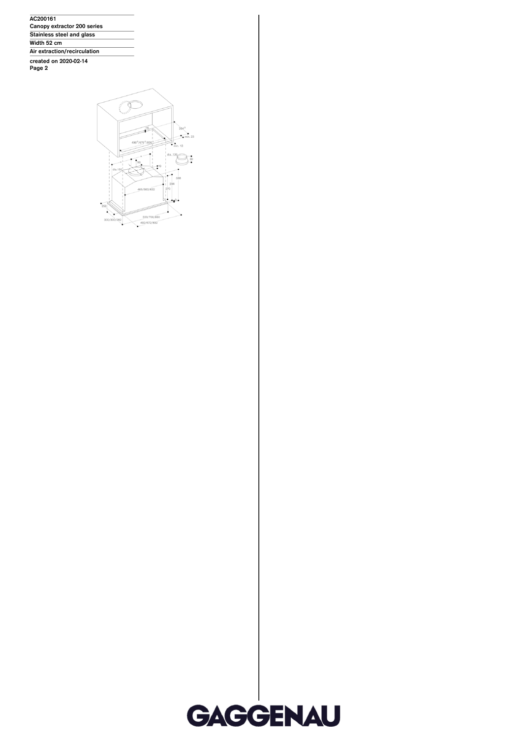16

264

min. 23

496/676/836

min. 10

dia. 120

80

95

dia.150

19

338

294

270

465/583/632

9

269

520/700/860

300/300/282

492/672/832